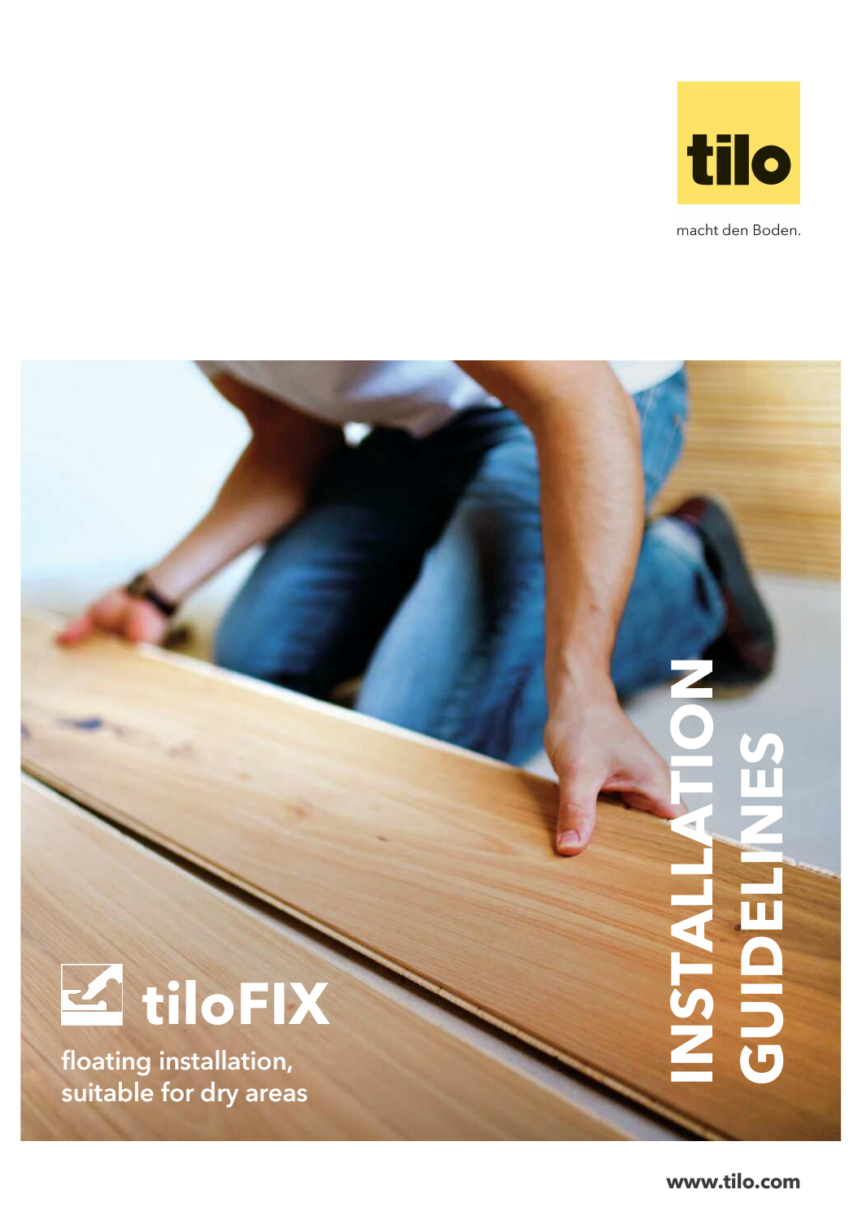tilo

macht den Boden.

# INSTALLATION GUIDELINES

# tiloFIX

floating installation, suitable for dry areas

www.tilo.com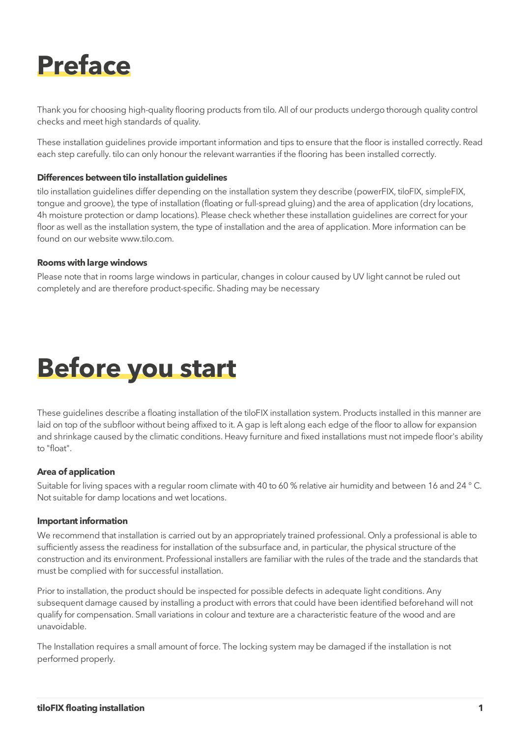# Preface

Thank you for choosing high-quality flooring products from tilo. All of our products undergo thorough quality control checks and meet high standards of quality.

These installation guidelines provide important information and tips to ensure that the floor is installed correctly. Read each step carefully. tilo can only honour the relevant warranties if the flooring has been installed correctly.

**Differences between tilo installation guidelines**

tilo installation guidelines differ depending on the installation system they describe (powerFIX, tiloFIX, simpleFIX, tongue and groove), the type of installation (floating or full-spread gluing) and the area of application (dry locations, 4h moisture protection or damp locations). Please check whether these installation guidelines are correct for your floor as well as the installation system, the type of installation and the area of application. More information can be found on our website www.tilo.com.

**Rooms with large windows**

Please note that in rooms large windows in particular, changes in colour caused by UV light cannot be ruled out completely and are therefore product-specific. Shading may be necessary

# Before you start

These guidelines describe a floating installation of the tiloFIX installation system. Products installed in this manner are laid on top of the subfloor without being affixed to it. A gap is left along each edge of the floor to allow for expansion and shrinkage caused by the climatic conditions. Heavy furniture and fixed installations must not impede floor's ability to "float".

**Area of application**

Suitable for living spaces with a regular room climate with 40 to 60 % relative air humidity and between 16 and 24 ° C. Not suitable for damp locations and wet locations.

**Important information**

We recommend that installation is carried out by an appropriately trained professional. Only a professional is able to sufficiently assess the readiness for installation of the subsurface and, in particular, the physical structure of the construction and its environment. Professional installers are familiar with the rules of the trade and the standards that must be complied with for successful installation.

Prior to installation, the product should be inspected for possible defects in adequate light conditions. Any subsequent damage caused by installing a product with errors that could have been identified beforehand will not qualify for compensation. Small variations in colour and texture are a characteristic feature of the wood and are unavoidable.

The Installation requires a small amount of force. The locking system may be damaged if the installation is not performed properly.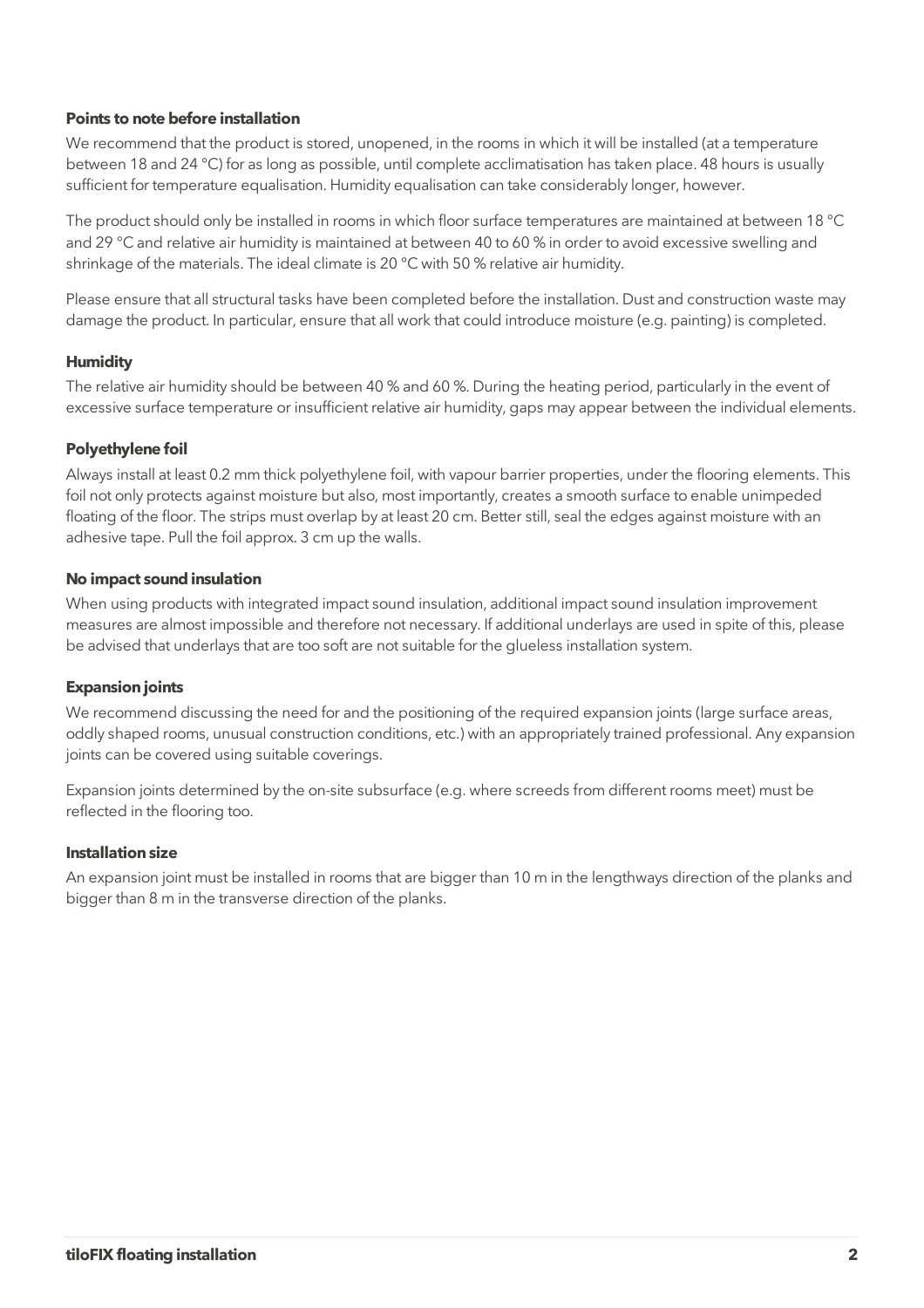### Points to note before installation

We recommend that the product is stored, unopened, in the rooms in which it will be installed (at a temperature between 18 and 24 °C) for as long as possible, until complete acclimatisation has taken place. 48 hours is usually sufficient for temperature equalisation. Humidity equalisation can take considerably longer, however.

The product should only be installed in rooms in which floor surface temperatures are maintained at between 18 °C and 29 °C and relative air humidity is maintained at between 40 to 60 % in order to avoid excessive swelling and shrinkage of the materials. The ideal climate is 20 °C with 50 % relative air humidity.

Please ensure that all structural tasks have been completed before the installation. Dust and construction waste may damage the product. In particular, ensure that all work that could introduce moisture (e.g. painting) is completed.

### Humidity

The relative air humidity should be between 40 % and 60 %. During the heating period, particularly in the event of excessive surface temperature or insufficient relative air humidity, gaps may appear between the individual elements.

### Polyethylene foil

Always install at least 0.2 mm thick polyethylene foil, with vapour barrier properties, under the flooring elements. This foil not only protects against moisture but also, most importantly, creates a smooth surface to enable unimpeded floating of the floor. The strips must overlap by at least 20 cm. Better still, seal the edges against moisture with an adhesive tape. Pull the foil approx. 3 cm up the walls.

### No impact sound insulation

When using products with integrated impact sound insulation, additional impact sound insulation improvement measures are almost impossible and therefore not necessary. If additional underlays are used in spite of this, please be advised that underlays that are too soft are not suitable for the glueless installation system.

### Expansion joints

We recommend discussing the need for and the positioning of the required expansion joints (large surface areas, oddly shaped rooms, unusual construction conditions, etc.) with an appropriately trained professional. Any expansion joints can be covered using suitable coverings.

Expansion joints determined by the on-site subsurface (e.g. where screeds from different rooms meet) must be reflected in the flooring too.

### Installation size

An expansion joint must be installed in rooms that are bigger than 10 m in the lengthways direction of the planks and bigger than 8 m in the transverse direction of the planks.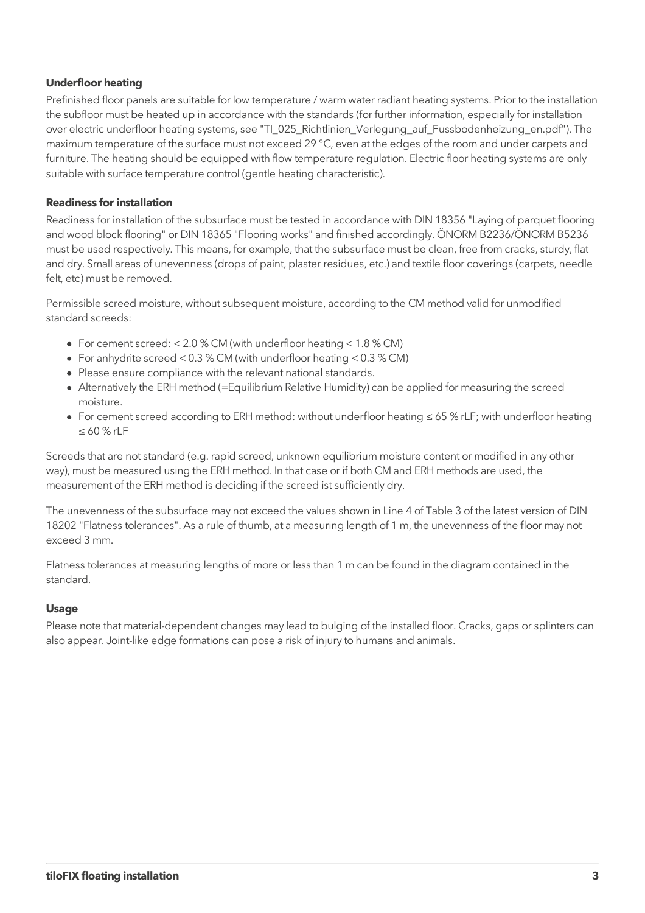### Underfloor heating

Prefinished floor panels are suitable for low temperature / warm water radiant heating systems. Prior to the installation the subfloor must be heated up in accordance with the standards (for further information, especially for installation over electric underfloor heating systems, see "TI_025_Richtlinien_Verlegung_auf_Fussbodenheizung_en.pdf"). The maximum temperature of the surface must not exceed 29 °C, even at the edges of the room and under carpets and furniture. The heating should be equipped with flow temperature regulation. Electric floor heating systems are only suitable with surface temperature control (gentle heating characteristic).

### Readiness for installation

Readiness for installation of the subsurface must be tested in accordance with DIN 18356 "Laying of parquet flooring and wood block flooring" or DIN 18365 "Flooring works" and finished accordingly. ÖNORM B2236/ÖNORM B5236 must be used respectively. This means, for example, that the subsurface must be clean, free from cracks, sturdy, flat and dry. Small areas of unevenness (drops of paint, plaster residues, etc.) and textile floor coverings (carpets, needle felt, etc) must be removed.

Permissible screed moisture, without subsequent moisture, according to the CM method valid for unmodified standard screeds:

- For cement screed: < 2.0 % CM (with underfloor heating < 1.8 % CM)
- For anhydrite screed < 0.3 % CM (with underfloor heating < 0.3 % CM)
- Please ensure compliance with the relevant national standards.
- Alternatively the ERH method (=Equilibrium Relative Humidity) can be applied for measuring the screed moisture.
- For cement screed according to ERH method: without underfloor heating ≤ 65 % rLF; with underfloor heating ≤ 60 % rLF

Screeds that are not standard (e.g. rapid screed, unknown equilibrium moisture content or modified in any other way), must be measured using the ERH method. In that case or if both CM and ERH methods are used, the measurement of the ERH method is deciding if the screed ist sufficiently dry.

The unevenness of the subsurface may not exceed the values shown in Line 4 of Table 3 of the latest version of DIN 18202 "Flatness tolerances". As a rule of thumb, at a measuring length of 1 m, the unevenness of the floor may not exceed 3 mm.

Flatness tolerances at measuring lengths of more or less than 1 m can be found in the diagram contained in the standard.

### Usage

Please note that material-dependent changes may lead to bulging of the installed floor. Cracks, gaps or splinters can also appear. Joint-like edge formations can pose a risk of injury to humans and animals.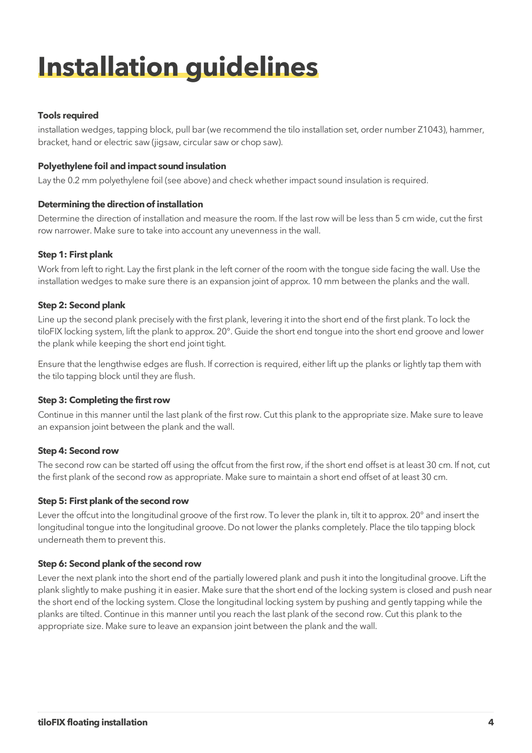# Installation guidelines

**Tools required**

installation wedges, tapping block, pull bar (we recommend the tilo installation set, order number Z1043), hammer, bracket, hand or electric saw (jigsaw, circular saw or chop saw).

**Polyethylene foil and impact sound insulation**

Lay the 0.2 mm polyethylene foil (see above) and check whether impact sound insulation is required.

**Determining the direction of installation**

Determine the direction of installation and measure the room. If the last row will be less than 5 cm wide, cut the first row narrower. Make sure to take into account any unevenness in the wall.

**Step 1: First plank**

Work from left to right. Lay the first plank in the left corner of the room with the tongue side facing the wall. Use the installation wedges to make sure there is an expansion joint of approx. 10 mm between the planks and the wall.

**Step 2: Second plank**

Line up the second plank precisely with the first plank, levering it into the short end of the first plank. To lock the tiloFIX locking system, lift the plank to approx. 20°. Guide the short end tongue into the short end groove and lower the plank while keeping the short end joint tight.

Ensure that the lengthwise edges are flush. If correction is required, either lift up the planks or lightly tap them with the tilo tapping block until they are flush.

**Step 3: Completing the first row**

Continue in this manner until the last plank of the first row. Cut this plank to the appropriate size. Make sure to leave an expansion joint between the plank and the wall.

**Step 4: Second row**

The second row can be started off using the offcut from the first row, if the short end offset is at least 30 cm. If not, cut the first plank of the second row as appropriate. Make sure to maintain a short end offset of at least 30 cm.

**Step 5: First plank of the second row**

Lever the offcut into the longitudinal groove of the first row. To lever the plank in, tilt it to approx. 20° and insert the longitudinal tongue into the longitudinal groove. Do not lower the planks completely. Place the tilo tapping block underneath them to prevent this.

**Step 6: Second plank of the second row**

Lever the next plank into the short end of the partially lowered plank and push it into the longitudinal groove. Lift the plank slightly to make pushing it in easier. Make sure that the short end of the locking system is closed and push near the short end of the locking system. Close the longitudinal locking system by pushing and gently tapping while the planks are tilted. Continue in this manner until you reach the last plank of the second row. Cut this plank to the appropriate size. Make sure to leave an expansion joint between the plank and the wall.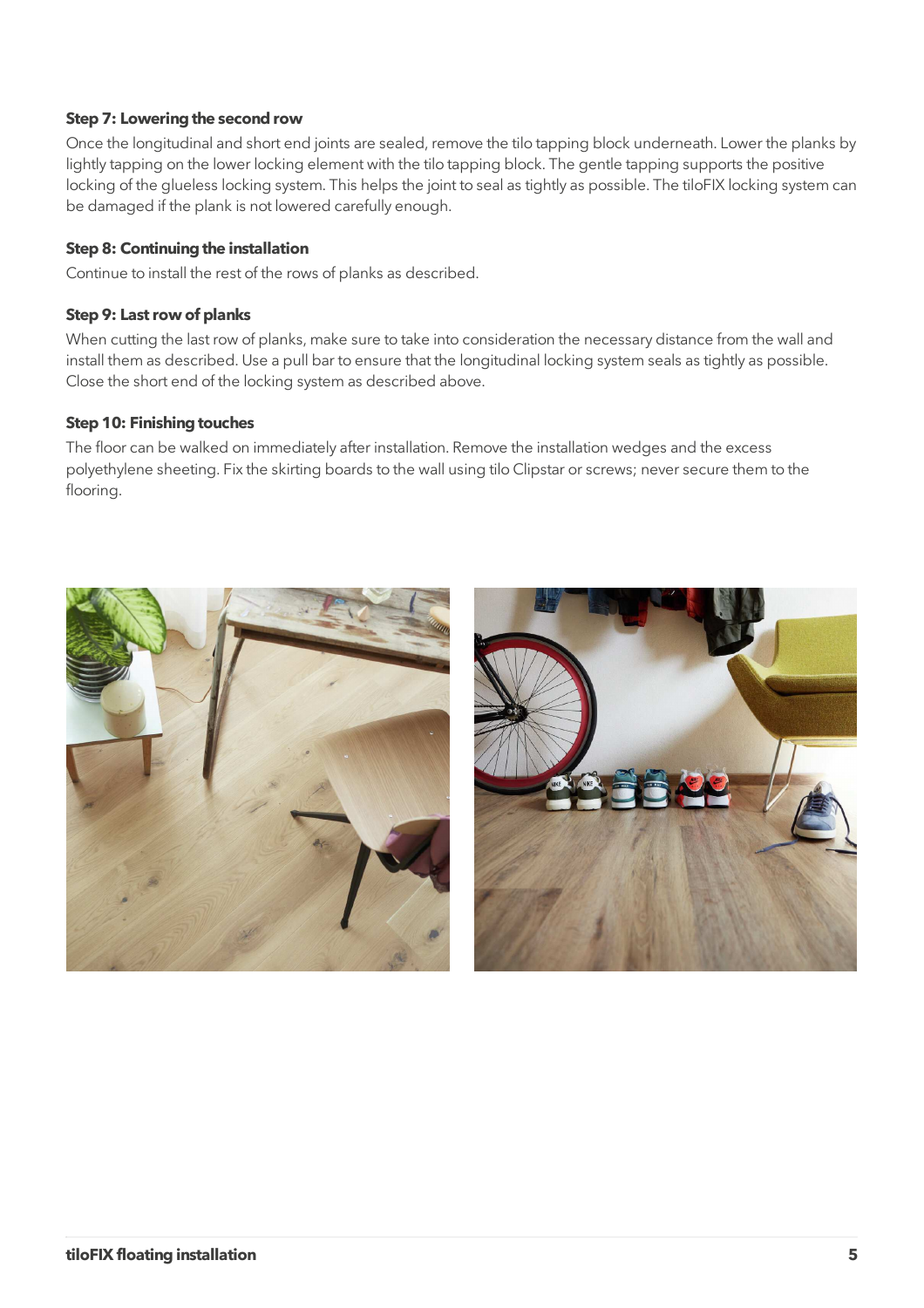**Step 7: Lowering the second row**

Once the longitudinal and short end joints are sealed, remove the tilo tapping block underneath. Lower the planks by lightly tapping on the lower locking element with the tilo tapping block. The gentle tapping supports the positive locking of the glueless locking system. This helps the joint to seal as tightly as possible. The tiloFIX locking system can be damaged if the plank is not lowered carefully enough.

**Step 8: Continuing the installation**

Continue to install the rest of the rows of planks as described.

**Step 9: Last row of planks**

When cutting the last row of planks, make sure to take into consideration the necessary distance from the wall and install them as described. Use a pull bar to ensure that the longitudinal locking system seals as tightly as possible. Close the short end of the locking system as described above.

**Step 10: Finishing touches**

The floor can be walked on immediately after installation. Remove the installation wedges and the excess polyethylene sheeting. Fix the skirting boards to the wall using tilo Clipstar or screws; never secure them to the flooring.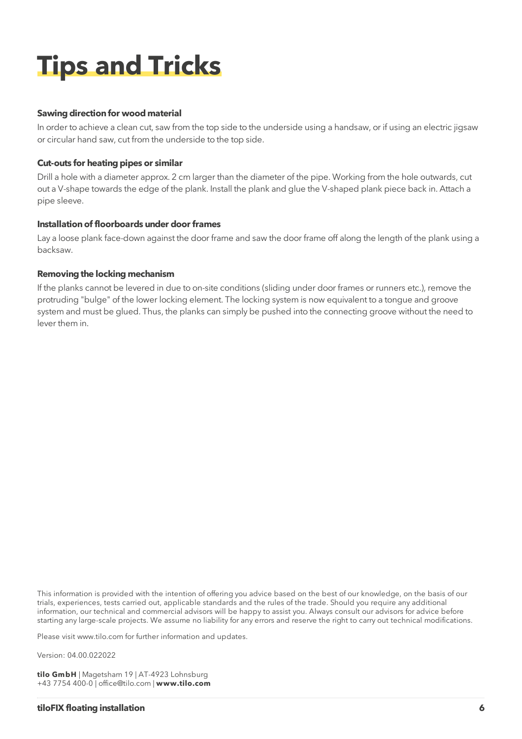# Tips and Tricks

**Sawing direction for wood material**

In order to achieve a clean cut, saw from the top side to the underside using a handsaw, or if using an electric jigsaw or circular hand saw, cut from the underside to the top side.

**Cut-outs for heating pipes or similar**

Drill a hole with a diameter approx. 2 cm larger than the diameter of the pipe. Working from the hole outwards, cut out a V-shape towards the edge of the plank. Install the plank and glue the V-shaped plank piece back in. Attach a pipe sleeve.

**Installation of floorboards under door frames**

Lay a loose plank face-down against the door frame and saw the door frame off along the length of the plank using a backsaw.

**Removing the locking mechanism**

If the planks cannot be levered in due to on-site conditions (sliding under door frames or runners etc.), remove the protruding "bulge" of the lower locking element. The locking system is now equivalent to a tongue and groove system and must be glued. Thus, the planks can simply be pushed into the connecting groove without the need to lever them in.

This information is provided with the intention of offering you advice based on the best of our knowledge, on the basis of our trials, experiences, tests carried out, applicable standards and the rules of the trade. Should you require any additional information, our technical and commercial advisors will be happy to assist you. Always consult our advisors for advice before starting any large-scale projects. We assume no liability for any errors and reserve the right to carry out technical modifications.

Please visit www.tilo.com for further information and updates.

Version: 04.00.022022

**tilo GmbH** | Magetsham 19 | AT-4923 Lohnsburg
+43 7754 400-0 | office@tilo.com | **www.tilo.com**